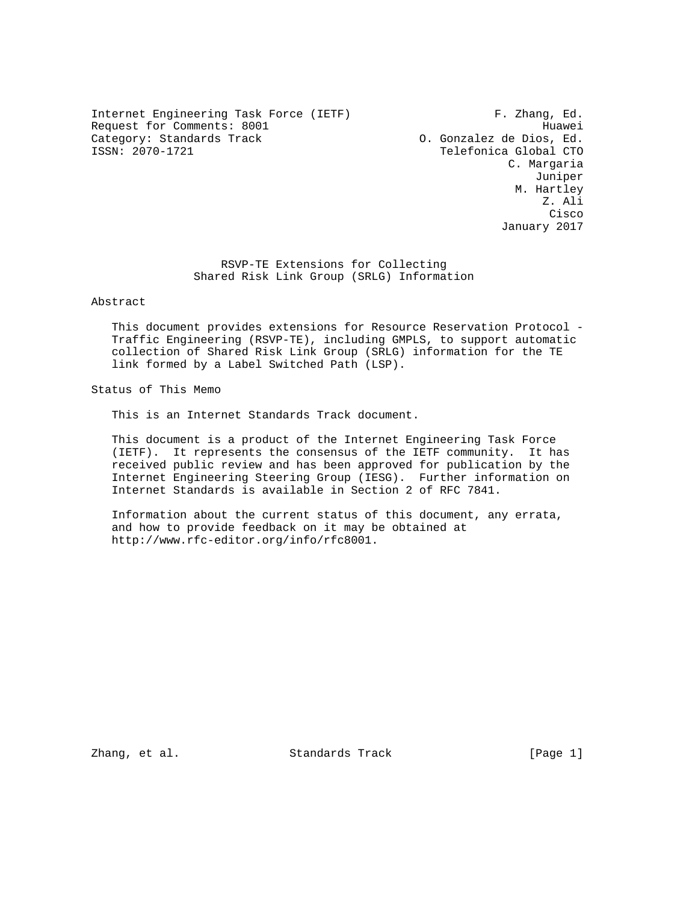Internet Engineering Task Force (IETF) F. Zhang, Ed.
Request for Comments: 8001 Huawei
Category: Standards Track O. Gonzalez de Dios, Ed.
ISSN: 2070-1721 Telefonica Global CTO
C. Margaria
Juniper
M. Hartley
Z. Ali
Cisco
January 2017

# RSVP-TE Extensions for Collecting Shared Risk Link Group (SRLG) Information

## Abstract

This document provides extensions for Resource Reservation Protocol - Traffic Engineering (RSVP-TE), including GMPLS, to support automatic collection of Shared Risk Link Group (SRLG) information for the TE link formed by a Label Switched Path (LSP).

## Status of This Memo

This is an Internet Standards Track document.

This document is a product of the Internet Engineering Task Force (IETF). It represents the consensus of the IETF community. It has received public review and has been approved for publication by the Internet Engineering Steering Group (IESG). Further information on Internet Standards is available in Section 2 of RFC 7841.

Information about the current status of this document, any errata, and how to provide feedback on it may be obtained at http://www.rfc-editor.org/info/rfc8001.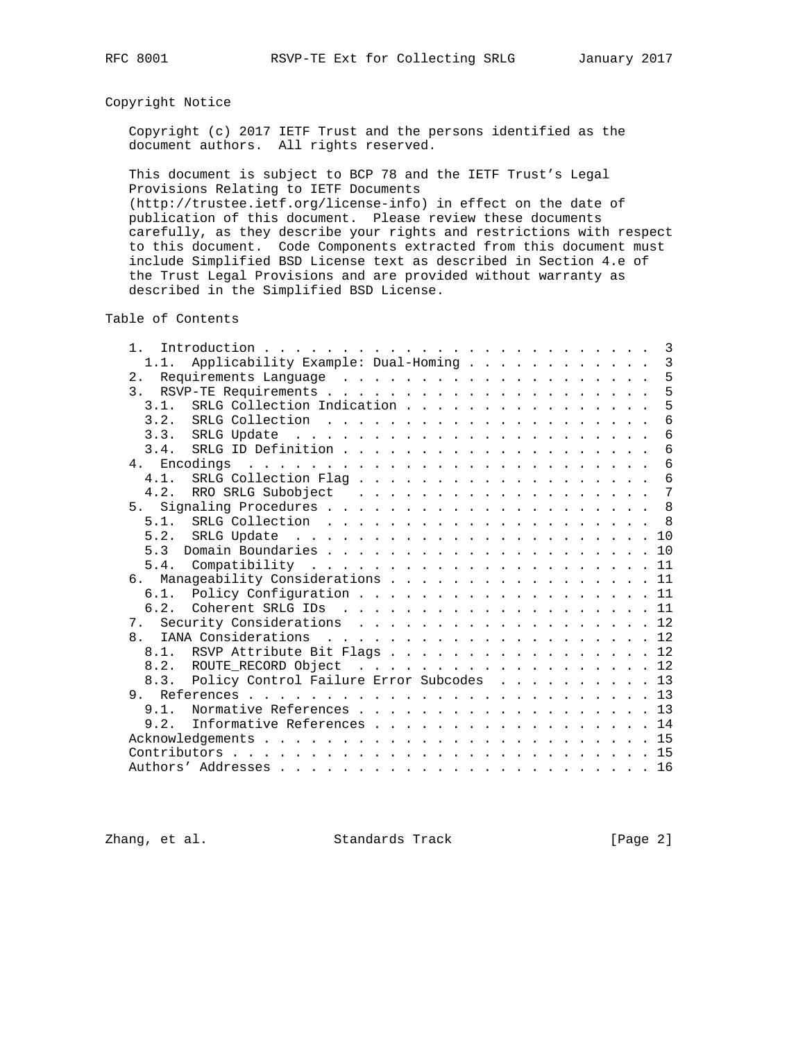## Copyright Notice

Copyright (c) 2017 IETF Trust and the persons identified as the document authors. All rights reserved.

This document is subject to BCP 78 and the IETF Trust's Legal Provisions Relating to IETF Documents (http://trustee.ietf.org/license-info) in effect on the date of publication of this document. Please review these documents carefully, as they describe your rights and restrictions with respect to this document. Code Components extracted from this document must include Simplified BSD License text as described in Section 4.e of the Trust Legal Provisions and are provided without warranty as described in the Simplified BSD License.

## Table of Contents

```
   1.  Introduction . . . . . . . . . . . . . . . . . . . . . . . .   3
     1.1.  Applicability Example: Dual-Homing . . . . . . . . . . . .   3
   2.  Requirements Language  . . . . . . . . . . . . . . . . . . .   5
   3.  RSVP-TE Requirements . . . . . . . . . . . . . . . . . . . .   5
     3.1.  SRLG Collection Indication . . . . . . . . . . . . . . . .   5
     3.2.  SRLG Collection  . . . . . . . . . . . . . . . . . . . .   6
     3.3.  SRLG Update  . . . . . . . . . . . . . . . . . . . . . .   6
     3.4.  SRLG ID Definition . . . . . . . . . . . . . . . . . . .   6
   4.  Encodings  . . . . . . . . . . . . . . . . . . . . . . . . .   6
     4.1.  SRLG Collection Flag . . . . . . . . . . . . . . . . . .   6
     4.2.  RRO SRLG Subobject   . . . . . . . . . . . . . . . . . .   7
   5.  Signaling Procedures . . . . . . . . . . . . . . . . . . . .   8
     5.1.  SRLG Collection  . . . . . . . . . . . . . . . . . . . .   8
     5.2.  SRLG Update  . . . . . . . . . . . . . . . . . . . . . .  10
     5.3  Domain Boundaries . . . . . . . . . . . . . . . . . . . .  10
     5.4.  Compatibility  . . . . . . . . . . . . . . . . . . . . .  11
   6.  Manageability Considerations . . . . . . . . . . . . . . . .  11
     6.1.  Policy Configuration . . . . . . . . . . . . . . . . . .  11
     6.2.  Coherent SRLG IDs  . . . . . . . . . . . . . . . . . . .  11
   7.  Security Considerations  . . . . . . . . . . . . . . . . . .  12
   8.  IANA Considerations  . . . . . . . . . . . . . . . . . . . .  12
     8.1.  RSVP Attribute Bit Flags . . . . . . . . . . . . . . . .  12
     8.2.  ROUTE_RECORD Object  . . . . . . . . . . . . . . . . . .  12
     8.3.  Policy Control Failure Error Subcodes  . . . . . . . . .  13
   9.  References . . . . . . . . . . . . . . . . . . . . . . . . .  13
     9.1.  Normative References . . . . . . . . . . . . . . . . . .  13
     9.2.  Informative References . . . . . . . . . . . . . . . . .  14
   Acknowledgements . . . . . . . . . . . . . . . . . . . . . . . .  15
   Contributors . . . . . . . . . . . . . . . . . . . . . . . . . .  15
   Authors' Addresses . . . . . . . . . . . . . . . . . . . . . . .  16
```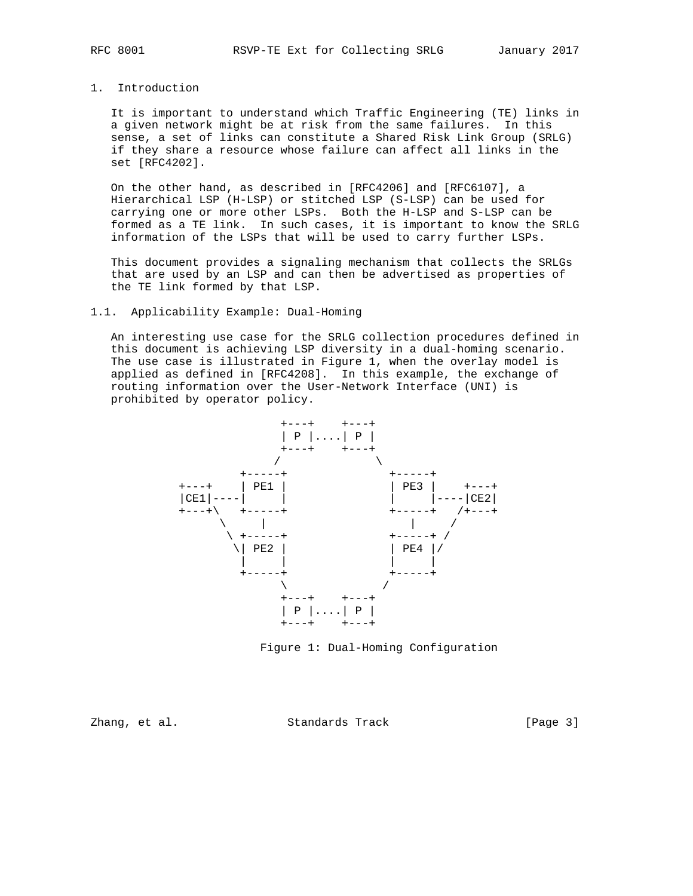## 1. Introduction

It is important to understand which Traffic Engineering (TE) links in a given network might be at risk from the same failures. In this sense, a set of links can constitute a Shared Risk Link Group (SRLG) if they share a resource whose failure can affect all links in the set [RFC4202].

On the other hand, as described in [RFC4206] and [RFC6107], a Hierarchical LSP (H-LSP) or stitched LSP (S-LSP) can be used for carrying one or more other LSPs. Both the H-LSP and S-LSP can be formed as a TE link. In such cases, it is important to know the SRLG information of the LSPs that will be used to carry further LSPs.

This document provides a signaling mechanism that collects the SRLGs that are used by an LSP and can then be advertised as properties of the TE link formed by that LSP.

### 1.1. Applicability Example: Dual-Homing

An interesting use case for the SRLG collection procedures defined in this document is achieving LSP diversity in a dual-homing scenario. The use case is illustrated in Figure 1, when the overlay model is applied as defined in [RFC4208]. In this example, the exchange of routing information over the User-Network Interface (UNI) is prohibited by operator policy.

```
                 +---+    +---+
                 | P |....| P |
                 +---+    +---+
                /              \
           +-----+            +-----+
   +---+   | PE1 |            | PE3 |    +---+
   |CE1|---|     |            |     |----|CE2|
   +---+\  +-----+            +-----+   /+---+
         \    |                  |     /
          \ +-----+            +-----+ /
           \| PE2 |            | PE4 |/
            |     |            |     |
            +-----+            +-----+
                  \            /
                 +---+    +---+
                 | P |....| P |
                 +---+    +---+
```

Figure 1: Dual-Homing Configuration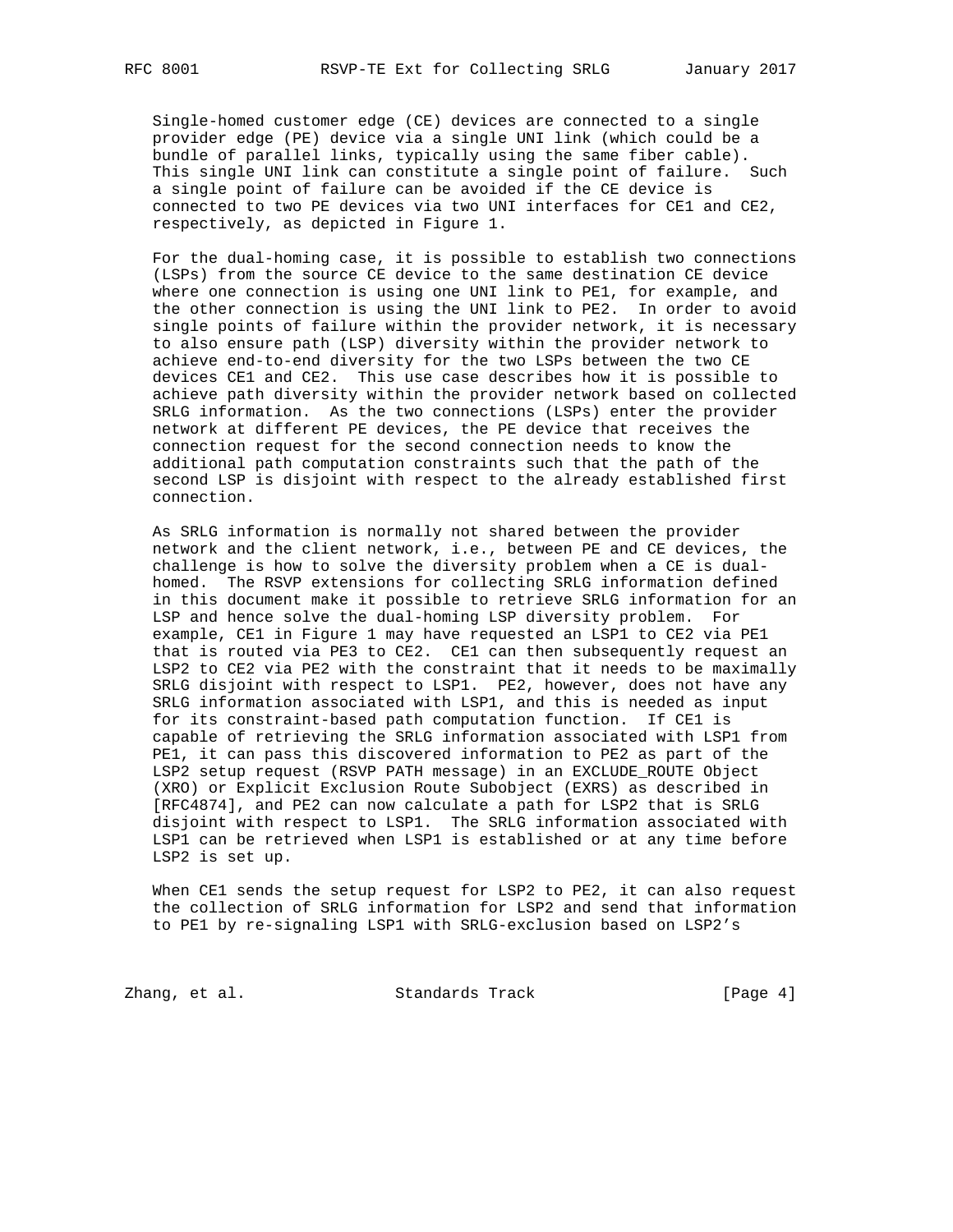Single-homed customer edge (CE) devices are connected to a single provider edge (PE) device via a single UNI link (which could be a bundle of parallel links, typically using the same fiber cable). This single UNI link can constitute a single point of failure. Such a single point of failure can be avoided if the CE device is connected to two PE devices via two UNI interfaces for CE1 and CE2, respectively, as depicted in Figure 1.

For the dual-homing case, it is possible to establish two connections (LSPs) from the source CE device to the same destination CE device where one connection is using one UNI link to PE1, for example, and the other connection is using the UNI link to PE2. In order to avoid single points of failure within the provider network, it is necessary to also ensure path (LSP) diversity within the provider network to achieve end-to-end diversity for the two LSPs between the two CE devices CE1 and CE2. This use case describes how it is possible to achieve path diversity within the provider network based on collected SRLG information. As the two connections (LSPs) enter the provider network at different PE devices, the PE device that receives the connection request for the second connection needs to know the additional path computation constraints such that the path of the second LSP is disjoint with respect to the already established first connection.

As SRLG information is normally not shared between the provider network and the client network, i.e., between PE and CE devices, the challenge is how to solve the diversity problem when a CE is dual-homed. The RSVP extensions for collecting SRLG information defined in this document make it possible to retrieve SRLG information for an LSP and hence solve the dual-homing LSP diversity problem. For example, CE1 in Figure 1 may have requested an LSP1 to CE2 via PE1 that is routed via PE3 to CE2. CE1 can then subsequently request an LSP2 to CE2 via PE2 with the constraint that it needs to be maximally SRLG disjoint with respect to LSP1. PE2, however, does not have any SRLG information associated with LSP1, and this is needed as input for its constraint-based path computation function. If CE1 is capable of retrieving the SRLG information associated with LSP1 from PE1, it can pass this discovered information to PE2 as part of the LSP2 setup request (RSVP PATH message) in an EXCLUDE_ROUTE Object (XRO) or Explicit Exclusion Route Subobject (EXRS) as described in [RFC4874], and PE2 can now calculate a path for LSP2 that is SRLG disjoint with respect to LSP1. The SRLG information associated with LSP1 can be retrieved when LSP1 is established or at any time before LSP2 is set up.

When CE1 sends the setup request for LSP2 to PE2, it can also request the collection of SRLG information for LSP2 and send that information to PE1 by re-signaling LSP1 with SRLG-exclusion based on LSP2's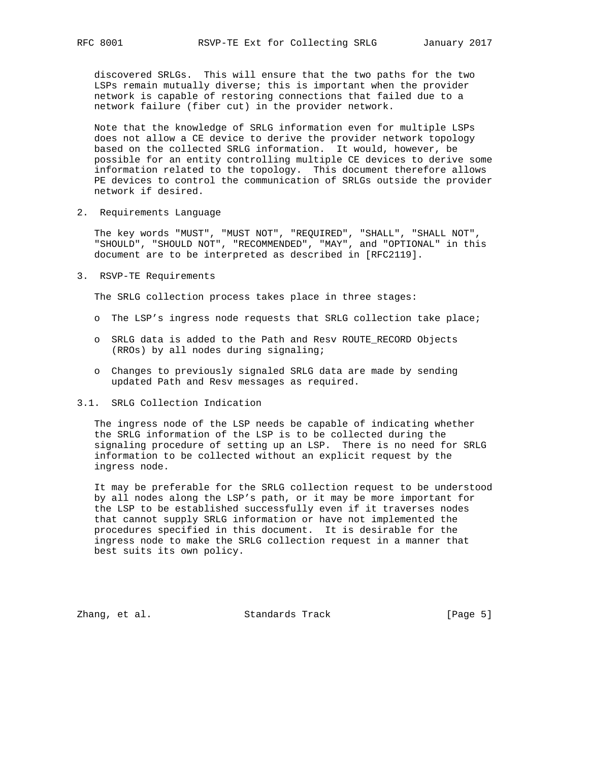discovered SRLGs. This will ensure that the two paths for the two LSPs remain mutually diverse; this is important when the provider network is capable of restoring connections that failed due to a network failure (fiber cut) in the provider network.

Note that the knowledge of SRLG information even for multiple LSPs does not allow a CE device to derive the provider network topology based on the collected SRLG information. It would, however, be possible for an entity controlling multiple CE devices to derive some information related to the topology. This document therefore allows PE devices to control the communication of SRLGs outside the provider network if desired.

## 2. Requirements Language

The key words "MUST", "MUST NOT", "REQUIRED", "SHALL", "SHALL NOT", "SHOULD", "SHOULD NOT", "RECOMMENDED", "MAY", and "OPTIONAL" in this document are to be interpreted as described in [RFC2119].

## 3. RSVP-TE Requirements

The SRLG collection process takes place in three stages:

- The LSP's ingress node requests that SRLG collection take place;
- SRLG data is added to the Path and Resv ROUTE_RECORD Objects (RROs) by all nodes during signaling;
- Changes to previously signaled SRLG data are made by sending updated Path and Resv messages as required.

### 3.1. SRLG Collection Indication

The ingress node of the LSP needs be capable of indicating whether the SRLG information of the LSP is to be collected during the signaling procedure of setting up an LSP. There is no need for SRLG information to be collected without an explicit request by the ingress node.

It may be preferable for the SRLG collection request to be understood by all nodes along the LSP's path, or it may be more important for the LSP to be established successfully even if it traverses nodes that cannot supply SRLG information or have not implemented the procedures specified in this document. It is desirable for the ingress node to make the SRLG collection request in a manner that best suits its own policy.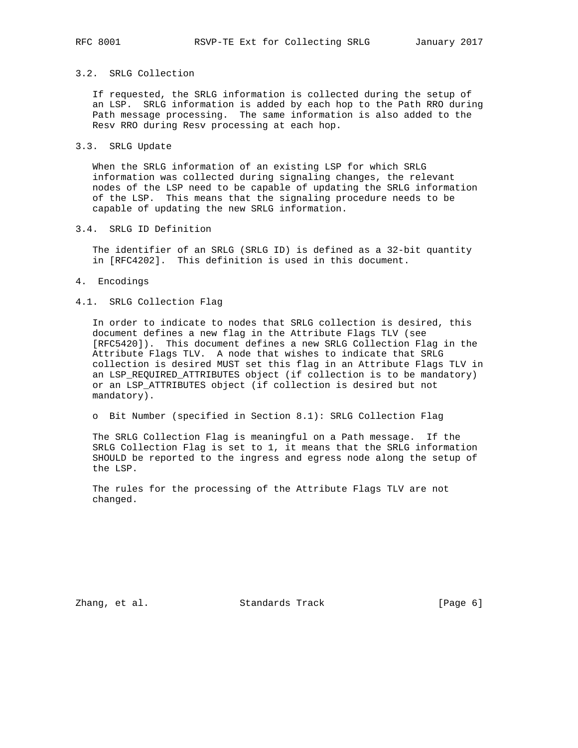### 3.2. SRLG Collection

If requested, the SRLG information is collected during the setup of an LSP. SRLG information is added by each hop to the Path RRO during Path message processing. The same information is also added to the Resv RRO during Resv processing at each hop.

### 3.3. SRLG Update

When the SRLG information of an existing LSP for which SRLG information was collected during signaling changes, the relevant nodes of the LSP need to be capable of updating the SRLG information of the LSP. This means that the signaling procedure needs to be capable of updating the new SRLG information.

### 3.4. SRLG ID Definition

The identifier of an SRLG (SRLG ID) is defined as a 32-bit quantity in [RFC4202]. This definition is used in this document.

## 4. Encodings

### 4.1. SRLG Collection Flag

In order to indicate to nodes that SRLG collection is desired, this document defines a new flag in the Attribute Flags TLV (see [RFC5420]). This document defines a new SRLG Collection Flag in the Attribute Flags TLV. A node that wishes to indicate that SRLG collection is desired MUST set this flag in an Attribute Flags TLV in an LSP_REQUIRED_ATTRIBUTES object (if collection is to be mandatory) or an LSP_ATTRIBUTES object (if collection is desired but not mandatory).

- Bit Number (specified in Section 8.1): SRLG Collection Flag

The SRLG Collection Flag is meaningful on a Path message. If the SRLG Collection Flag is set to 1, it means that the SRLG information SHOULD be reported to the ingress and egress node along the setup of the LSP.

The rules for the processing of the Attribute Flags TLV are not changed.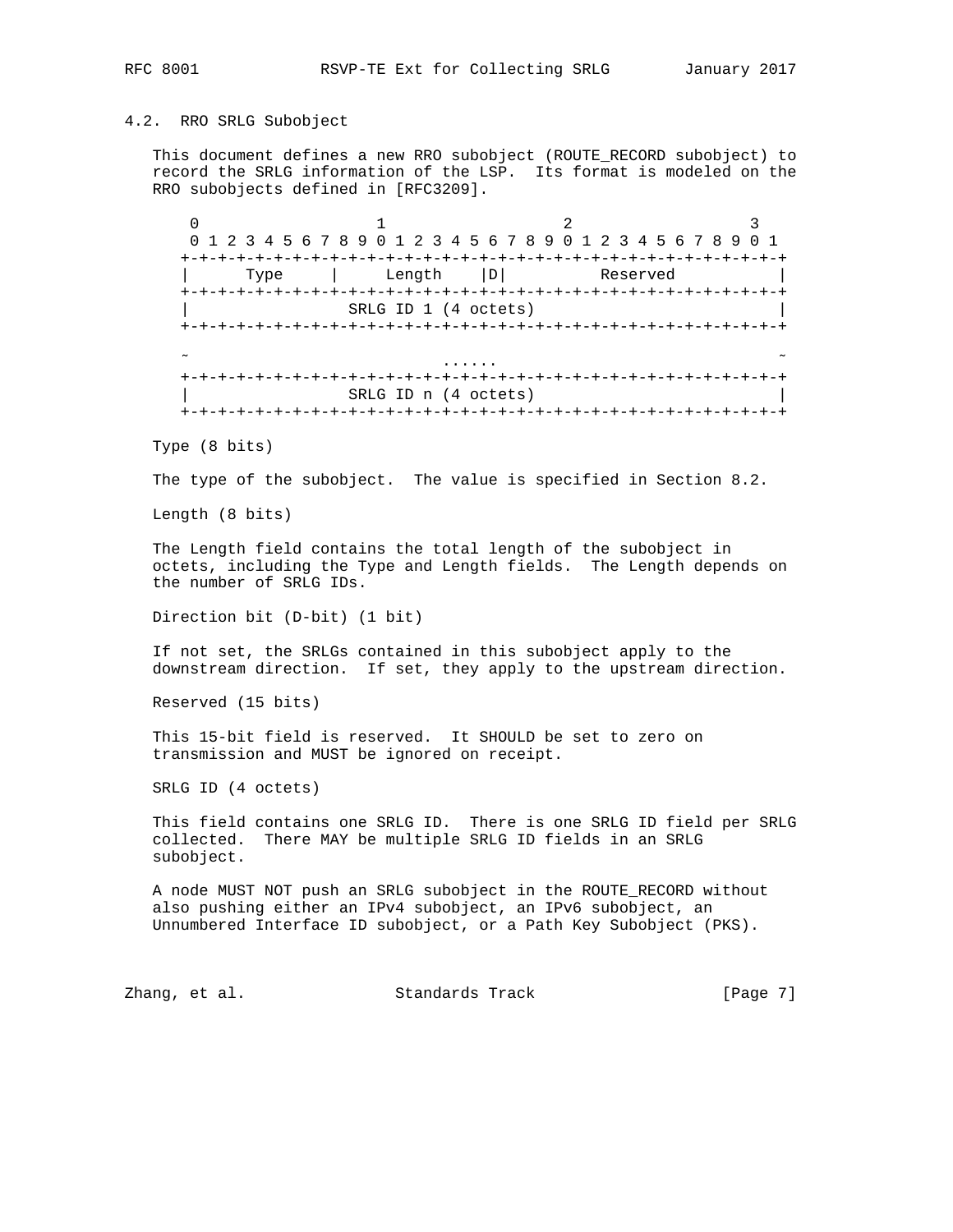### 4.2. RRO SRLG Subobject

This document defines a new RRO subobject (ROUTE_RECORD subobject) to record the SRLG information of the LSP. Its format is modeled on the RRO subobjects defined in [RFC3209].

```
     0                   1                   2                   3
     0 1 2 3 4 5 6 7 8 9 0 1 2 3 4 5 6 7 8 9 0 1 2 3 4 5 6 7 8 9 0 1
    +-+-+-+-+-+-+-+-+-+-+-+-+-+-+-+-+-+-+-+-+-+-+-+-+-+-+-+-+-+-+-+-+
    |      Type     |     Length    |D|          Reserved           |
    +-+-+-+-+-+-+-+-+-+-+-+-+-+-+-+-+-+-+-+-+-+-+-+-+-+-+-+-+-+-+-+-+
    |                 SRLG ID 1 (4 octets)                          |
    +-+-+-+-+-+-+-+-+-+-+-+-+-+-+-+-+-+-+-+-+-+-+-+-+-+-+-+-+-+-+-+-+

    ~                           ......                              ~
    +-+-+-+-+-+-+-+-+-+-+-+-+-+-+-+-+-+-+-+-+-+-+-+-+-+-+-+-+-+-+-+-+
    |                 SRLG ID n (4 octets)                          |
    +-+-+-+-+-+-+-+-+-+-+-+-+-+-+-+-+-+-+-+-+-+-+-+-+-+-+-+-+-+-+-+-+
```

Type (8 bits)

The type of the subobject. The value is specified in Section 8.2.

Length (8 bits)

The Length field contains the total length of the subobject in octets, including the Type and Length fields. The Length depends on the number of SRLG IDs.

Direction bit (D-bit) (1 bit)

If not set, the SRLGs contained in this subobject apply to the downstream direction. If set, they apply to the upstream direction.

Reserved (15 bits)

This 15-bit field is reserved. It SHOULD be set to zero on transmission and MUST be ignored on receipt.

SRLG ID (4 octets)

This field contains one SRLG ID. There is one SRLG ID field per SRLG collected. There MAY be multiple SRLG ID fields in an SRLG subobject.

A node MUST NOT push an SRLG subobject in the ROUTE_RECORD without also pushing either an IPv4 subobject, an IPv6 subobject, an Unnumbered Interface ID subobject, or a Path Key Subobject (PKS).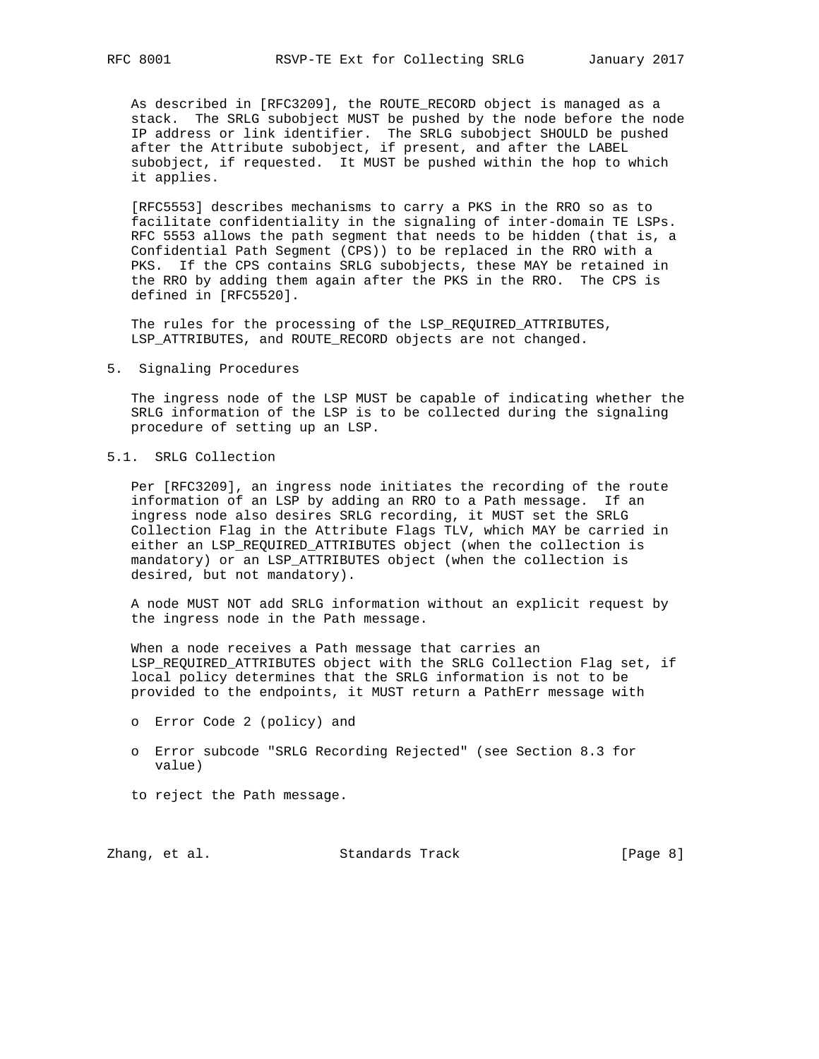As described in [RFC3209], the ROUTE_RECORD object is managed as a stack. The SRLG subobject MUST be pushed by the node before the node IP address or link identifier. The SRLG subobject SHOULD be pushed after the Attribute subobject, if present, and after the LABEL subobject, if requested. It MUST be pushed within the hop to which it applies.

[RFC5553] describes mechanisms to carry a PKS in the RRO so as to facilitate confidentiality in the signaling of inter-domain TE LSPs. RFC 5553 allows the path segment that needs to be hidden (that is, a Confidential Path Segment (CPS)) to be replaced in the RRO with a PKS. If the CPS contains SRLG subobjects, these MAY be retained in the RRO by adding them again after the PKS in the RRO. The CPS is defined in [RFC5520].

The rules for the processing of the LSP_REQUIRED_ATTRIBUTES, LSP_ATTRIBUTES, and ROUTE_RECORD objects are not changed.

## 5. Signaling Procedures

The ingress node of the LSP MUST be capable of indicating whether the SRLG information of the LSP is to be collected during the signaling procedure of setting up an LSP.

### 5.1. SRLG Collection

Per [RFC3209], an ingress node initiates the recording of the route information of an LSP by adding an RRO to a Path message. If an ingress node also desires SRLG recording, it MUST set the SRLG Collection Flag in the Attribute Flags TLV, which MAY be carried in either an LSP_REQUIRED_ATTRIBUTES object (when the collection is mandatory) or an LSP_ATTRIBUTES object (when the collection is desired, but not mandatory).

A node MUST NOT add SRLG information without an explicit request by the ingress node in the Path message.

When a node receives a Path message that carries an LSP_REQUIRED_ATTRIBUTES object with the SRLG Collection Flag set, if local policy determines that the SRLG information is not to be provided to the endpoints, it MUST return a PathErr message with

- Error Code 2 (policy) and
- Error subcode "SRLG Recording Rejected" (see Section 8.3 for value)

to reject the Path message.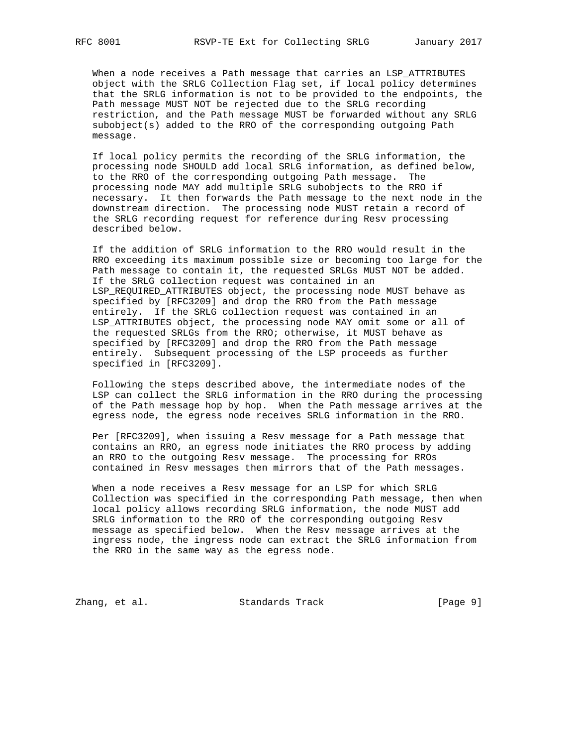When a node receives a Path message that carries an LSP_ATTRIBUTES object with the SRLG Collection Flag set, if local policy determines that the SRLG information is not to be provided to the endpoints, the Path message MUST NOT be rejected due to the SRLG recording restriction, and the Path message MUST be forwarded without any SRLG subobject(s) added to the RRO of the corresponding outgoing Path message.

If local policy permits the recording of the SRLG information, the processing node SHOULD add local SRLG information, as defined below, to the RRO of the corresponding outgoing Path message. The processing node MAY add multiple SRLG subobjects to the RRO if necessary. It then forwards the Path message to the next node in the downstream direction. The processing node MUST retain a record of the SRLG recording request for reference during Resv processing described below.

If the addition of SRLG information to the RRO would result in the RRO exceeding its maximum possible size or becoming too large for the Path message to contain it, the requested SRLGs MUST NOT be added. If the SRLG collection request was contained in an LSP_REQUIRED_ATTRIBUTES object, the processing node MUST behave as specified by [RFC3209] and drop the RRO from the Path message entirely. If the SRLG collection request was contained in an LSP_ATTRIBUTES object, the processing node MAY omit some or all of the requested SRLGs from the RRO; otherwise, it MUST behave as specified by [RFC3209] and drop the RRO from the Path message entirely. Subsequent processing of the LSP proceeds as further specified in [RFC3209].

Following the steps described above, the intermediate nodes of the LSP can collect the SRLG information in the RRO during the processing of the Path message hop by hop. When the Path message arrives at the egress node, the egress node receives SRLG information in the RRO.

Per [RFC3209], when issuing a Resv message for a Path message that contains an RRO, an egress node initiates the RRO process by adding an RRO to the outgoing Resv message. The processing for RROs contained in Resv messages then mirrors that of the Path messages.

When a node receives a Resv message for an LSP for which SRLG Collection was specified in the corresponding Path message, then when local policy allows recording SRLG information, the node MUST add SRLG information to the RRO of the corresponding outgoing Resv message as specified below. When the Resv message arrives at the ingress node, the ingress node can extract the SRLG information from the RRO in the same way as the egress node.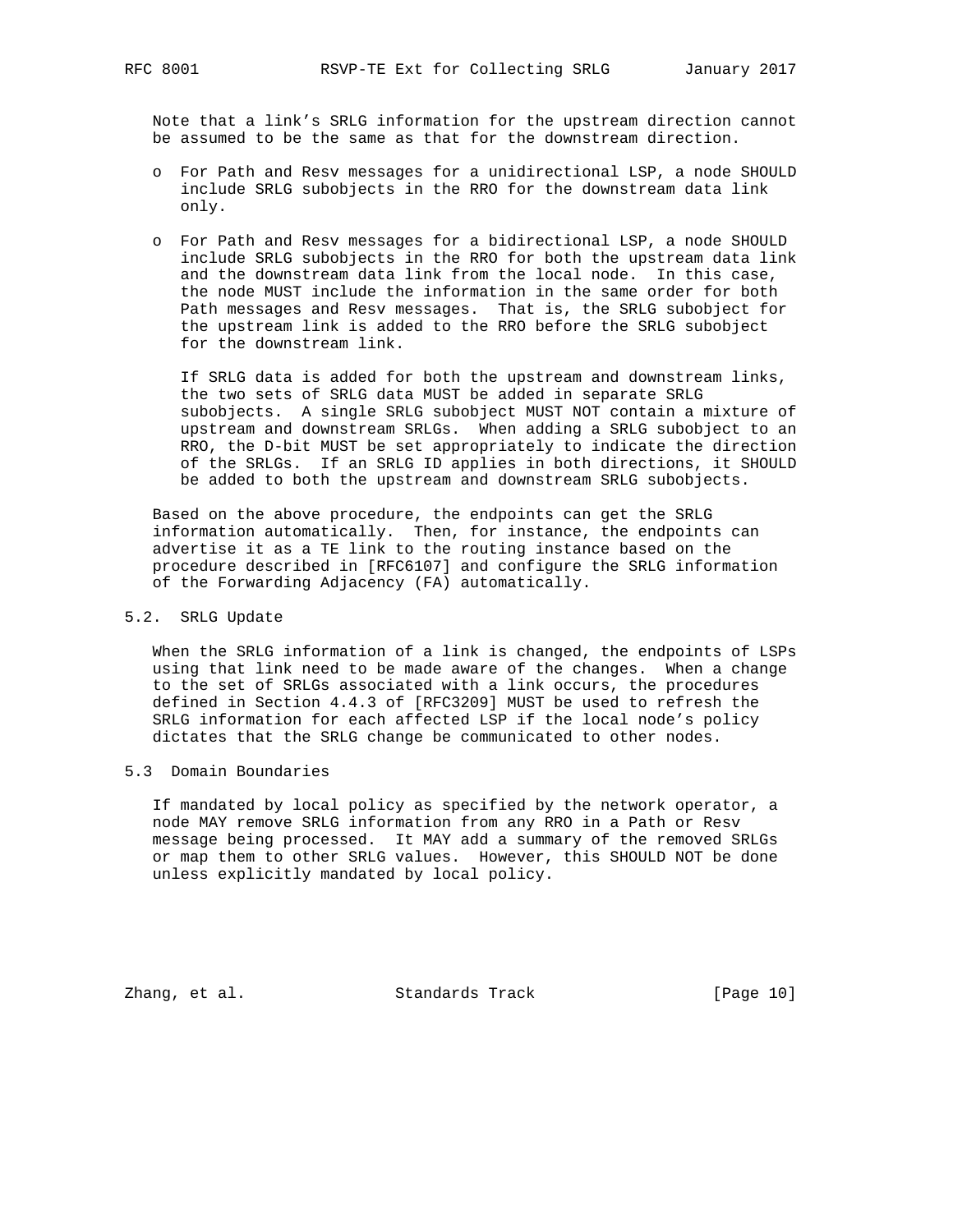Note that a link's SRLG information for the upstream direction cannot be assumed to be the same as that for the downstream direction.

- For Path and Resv messages for a unidirectional LSP, a node SHOULD include SRLG subobjects in the RRO for the downstream data link only.

- For Path and Resv messages for a bidirectional LSP, a node SHOULD include SRLG subobjects in the RRO for both the upstream data link and the downstream data link from the local node. In this case, the node MUST include the information in the same order for both Path messages and Resv messages. That is, the SRLG subobject for the upstream link is added to the RRO before the SRLG subobject for the downstream link.

  If SRLG data is added for both the upstream and downstream links, the two sets of SRLG data MUST be added in separate SRLG subobjects. A single SRLG subobject MUST NOT contain a mixture of upstream and downstream SRLGs. When adding a SRLG subobject to an RRO, the D-bit MUST be set appropriately to indicate the direction of the SRLGs. If an SRLG ID applies in both directions, it SHOULD be added to both the upstream and downstream SRLG subobjects.

Based on the above procedure, the endpoints can get the SRLG information automatically. Then, for instance, the endpoints can advertise it as a TE link to the routing instance based on the procedure described in [RFC6107] and configure the SRLG information of the Forwarding Adjacency (FA) automatically.

## 5.2. SRLG Update

When the SRLG information of a link is changed, the endpoints of LSPs using that link need to be made aware of the changes. When a change to the set of SRLGs associated with a link occurs, the procedures defined in Section 4.4.3 of [RFC3209] MUST be used to refresh the SRLG information for each affected LSP if the local node's policy dictates that the SRLG change be communicated to other nodes.

## 5.3 Domain Boundaries

If mandated by local policy as specified by the network operator, a node MAY remove SRLG information from any RRO in a Path or Resv message being processed. It MAY add a summary of the removed SRLGs or map them to other SRLG values. However, this SHOULD NOT be done unless explicitly mandated by local policy.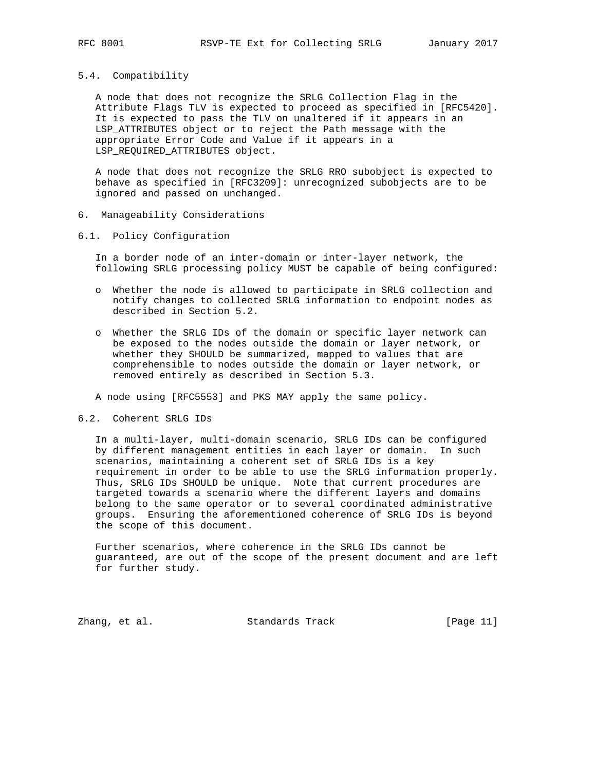### 5.4. Compatibility

A node that does not recognize the SRLG Collection Flag in the Attribute Flags TLV is expected to proceed as specified in [RFC5420]. It is expected to pass the TLV on unaltered if it appears in an LSP_ATTRIBUTES object or to reject the Path message with the appropriate Error Code and Value if it appears in a LSP_REQUIRED_ATTRIBUTES object.

A node that does not recognize the SRLG RRO subobject is expected to behave as specified in [RFC3209]: unrecognized subobjects are to be ignored and passed on unchanged.

## 6. Manageability Considerations

### 6.1. Policy Configuration

In a border node of an inter-domain or inter-layer network, the following SRLG processing policy MUST be capable of being configured:

- Whether the node is allowed to participate in SRLG collection and notify changes to collected SRLG information to endpoint nodes as described in Section 5.2.
- Whether the SRLG IDs of the domain or specific layer network can be exposed to the nodes outside the domain or layer network, or whether they SHOULD be summarized, mapped to values that are comprehensible to nodes outside the domain or layer network, or removed entirely as described in Section 5.3.

A node using [RFC5553] and PKS MAY apply the same policy.

### 6.2. Coherent SRLG IDs

In a multi-layer, multi-domain scenario, SRLG IDs can be configured by different management entities in each layer or domain. In such scenarios, maintaining a coherent set of SRLG IDs is a key requirement in order to be able to use the SRLG information properly. Thus, SRLG IDs SHOULD be unique. Note that current procedures are targeted towards a scenario where the different layers and domains belong to the same operator or to several coordinated administrative groups. Ensuring the aforementioned coherence of SRLG IDs is beyond the scope of this document.

Further scenarios, where coherence in the SRLG IDs cannot be guaranteed, are out of the scope of the present document and are left for further study.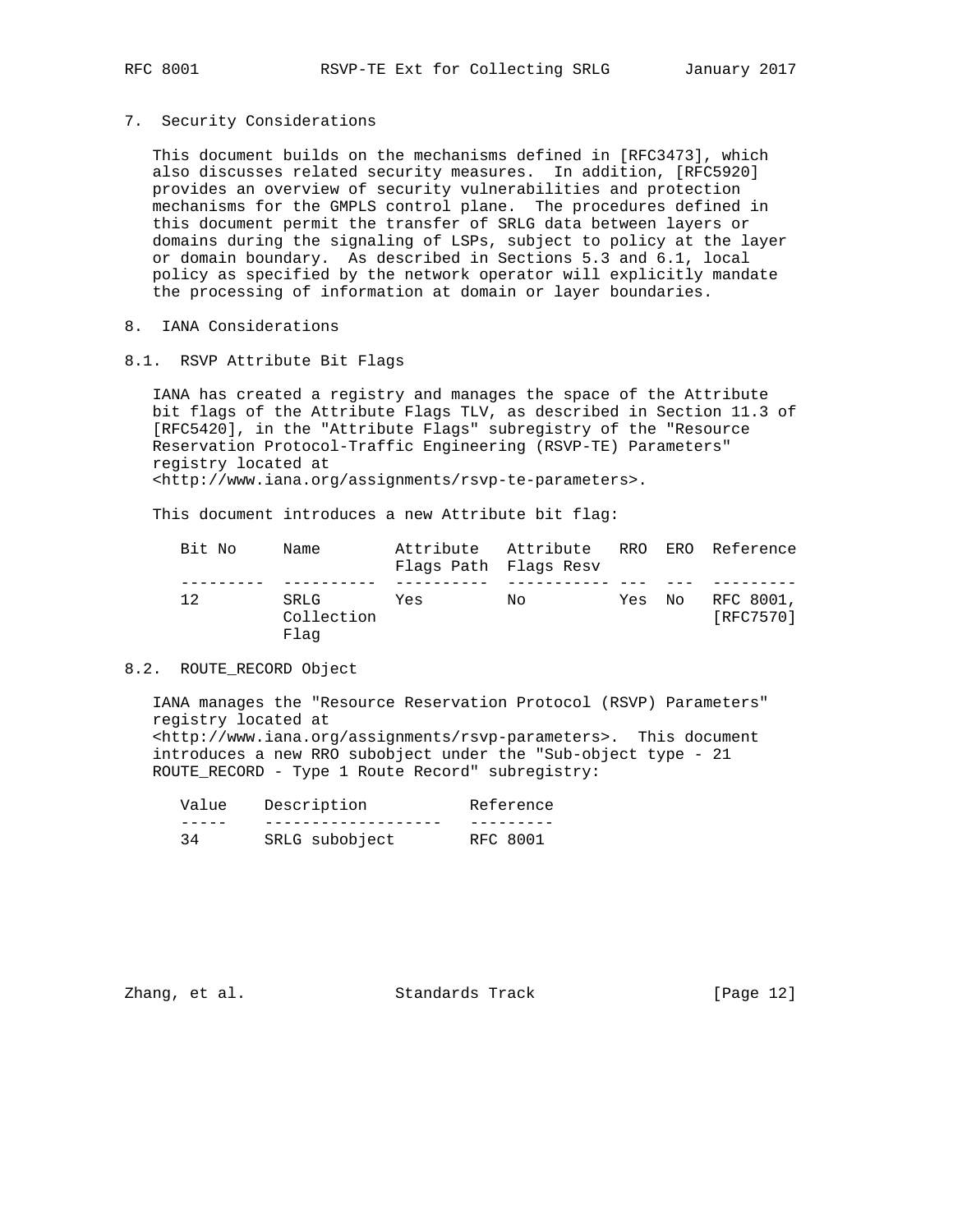## 7. Security Considerations

This document builds on the mechanisms defined in [RFC3473], which also discusses related security measures. In addition, [RFC5920] provides an overview of security vulnerabilities and protection mechanisms for the GMPLS control plane. The procedures defined in this document permit the transfer of SRLG data between layers or domains during the signaling of LSPs, subject to policy at the layer or domain boundary. As described in Sections 5.3 and 6.1, local policy as specified by the network operator will explicitly mandate the processing of information at domain or layer boundaries.

## 8. IANA Considerations

### 8.1. RSVP Attribute Bit Flags

IANA has created a registry and manages the space of the Attribute bit flags of the Attribute Flags TLV, as described in Section 11.3 of [RFC5420], in the "Attribute Flags" subregistry of the "Resource Reservation Protocol-Traffic Engineering (RSVP-TE) Parameters" registry located at <http://www.iana.org/assignments/rsvp-te-parameters>.

This document introduces a new Attribute bit flag:

| Bit No | Name | Attribute Flags Path | Attribute Flags Resv | RRO | ERO | Reference |
|---|---|---|---|---|---|---|
| 12 | SRLG Collection Flag | Yes | No | Yes | No | RFC 8001, [RFC7570] |

### 8.2. ROUTE_RECORD Object

IANA manages the "Resource Reservation Protocol (RSVP) Parameters" registry located at <http://www.iana.org/assignments/rsvp-parameters>. This document introduces a new RRO subobject under the "Sub-object type - 21 ROUTE_RECORD - Type 1 Route Record" subregistry:

| Value | Description | Reference |
|---|---|---|
| 34 | SRLG subobject | RFC 8001 |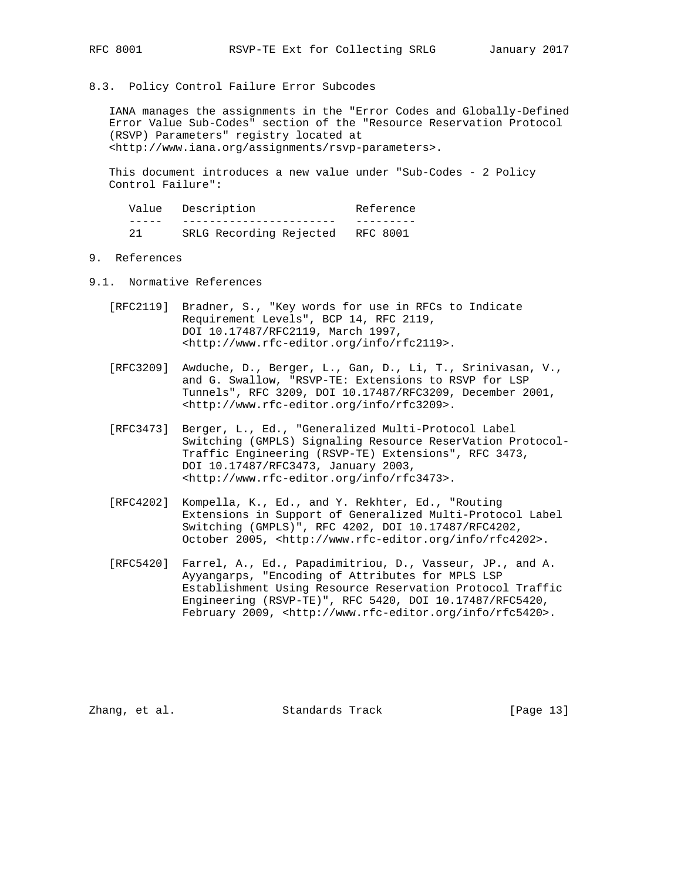### 8.3. Policy Control Failure Error Subcodes

IANA manages the assignments in the "Error Codes and Globally-Defined Error Value Sub-Codes" section of the "Resource Reservation Protocol (RSVP) Parameters" registry located at <http://www.iana.org/assignments/rsvp-parameters>.

This document introduces a new value under "Sub-Codes - 2 Policy Control Failure":

| Value | Description | Reference |
|---|---|---|
| 21 | SRLG Recording Rejected | RFC 8001 |

## 9. References

### 9.1. Normative References

[RFC2119] Bradner, S., "Key words for use in RFCs to Indicate Requirement Levels", BCP 14, RFC 2119, DOI 10.17487/RFC2119, March 1997, <http://www.rfc-editor.org/info/rfc2119>.

[RFC3209] Awduche, D., Berger, L., Gan, D., Li, T., Srinivasan, V., and G. Swallow, "RSVP-TE: Extensions to RSVP for LSP Tunnels", RFC 3209, DOI 10.17487/RFC3209, December 2001, <http://www.rfc-editor.org/info/rfc3209>.

[RFC3473] Berger, L., Ed., "Generalized Multi-Protocol Label Switching (GMPLS) Signaling Resource ReserVation Protocol-Traffic Engineering (RSVP-TE) Extensions", RFC 3473, DOI 10.17487/RFC3473, January 2003, <http://www.rfc-editor.org/info/rfc3473>.

[RFC4202] Kompella, K., Ed., and Y. Rekhter, Ed., "Routing Extensions in Support of Generalized Multi-Protocol Label Switching (GMPLS)", RFC 4202, DOI 10.17487/RFC4202, October 2005, <http://www.rfc-editor.org/info/rfc4202>.

[RFC5420] Farrel, A., Ed., Papadimitriou, D., Vasseur, JP., and A. Ayyangarps, "Encoding of Attributes for MPLS LSP Establishment Using Resource Reservation Protocol Traffic Engineering (RSVP-TE)", RFC 5420, DOI 10.17487/RFC5420, February 2009, <http://www.rfc-editor.org/info/rfc5420>.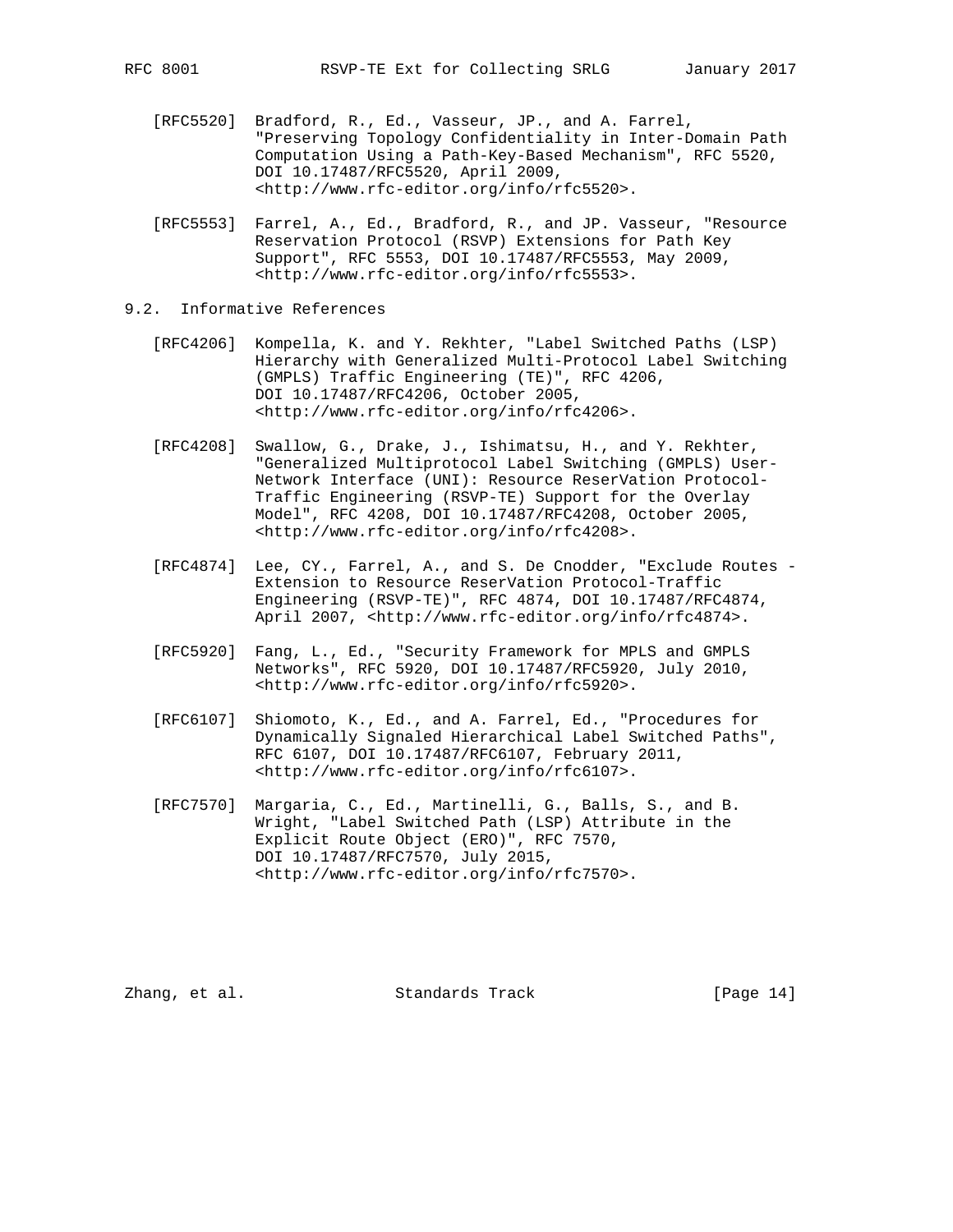[RFC5520] Bradford, R., Ed., Vasseur, JP., and A. Farrel, "Preserving Topology Confidentiality in Inter-Domain Path Computation Using a Path-Key-Based Mechanism", RFC 5520, DOI 10.17487/RFC5520, April 2009, <http://www.rfc-editor.org/info/rfc5520>.

[RFC5553] Farrel, A., Ed., Bradford, R., and JP. Vasseur, "Resource Reservation Protocol (RSVP) Extensions for Path Key Support", RFC 5553, DOI 10.17487/RFC5553, May 2009, <http://www.rfc-editor.org/info/rfc5553>.

## 9.2. Informative References

[RFC4206] Kompella, K. and Y. Rekhter, "Label Switched Paths (LSP) Hierarchy with Generalized Multi-Protocol Label Switching (GMPLS) Traffic Engineering (TE)", RFC 4206, DOI 10.17487/RFC4206, October 2005, <http://www.rfc-editor.org/info/rfc4206>.

[RFC4208] Swallow, G., Drake, J., Ishimatsu, H., and Y. Rekhter, "Generalized Multiprotocol Label Switching (GMPLS) User-Network Interface (UNI): Resource ReserVation Protocol-Traffic Engineering (RSVP-TE) Support for the Overlay Model", RFC 4208, DOI 10.17487/RFC4208, October 2005, <http://www.rfc-editor.org/info/rfc4208>.

[RFC4874] Lee, CY., Farrel, A., and S. De Cnodder, "Exclude Routes - Extension to Resource ReserVation Protocol-Traffic Engineering (RSVP-TE)", RFC 4874, DOI 10.17487/RFC4874, April 2007, <http://www.rfc-editor.org/info/rfc4874>.

[RFC5920] Fang, L., Ed., "Security Framework for MPLS and GMPLS Networks", RFC 5920, DOI 10.17487/RFC5920, July 2010, <http://www.rfc-editor.org/info/rfc5920>.

[RFC6107] Shiomoto, K., Ed., and A. Farrel, Ed., "Procedures for Dynamically Signaled Hierarchical Label Switched Paths", RFC 6107, DOI 10.17487/RFC6107, February 2011, <http://www.rfc-editor.org/info/rfc6107>.

[RFC7570] Margaria, C., Ed., Martinelli, G., Balls, S., and B. Wright, "Label Switched Path (LSP) Attribute in the Explicit Route Object (ERO)", RFC 7570, DOI 10.17487/RFC7570, July 2015, <http://www.rfc-editor.org/info/rfc7570>.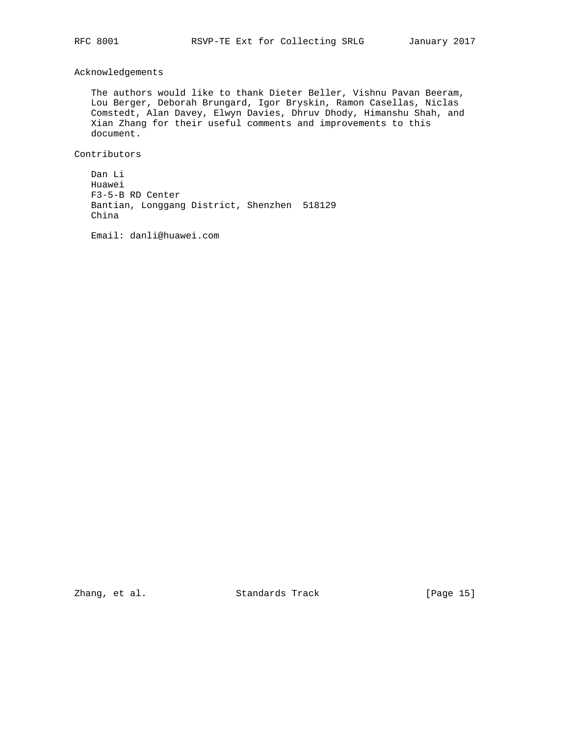## Acknowledgements

The authors would like to thank Dieter Beller, Vishnu Pavan Beeram, Lou Berger, Deborah Brungard, Igor Bryskin, Ramon Casellas, Niclas Comstedt, Alan Davey, Elwyn Davies, Dhruv Dhody, Himanshu Shah, and Xian Zhang for their useful comments and improvements to this document.

## Contributors

Dan Li
Huawei
F3-5-B RD Center
Bantian, Longgang District, Shenzhen  518129
China

Email: danli@huawei.com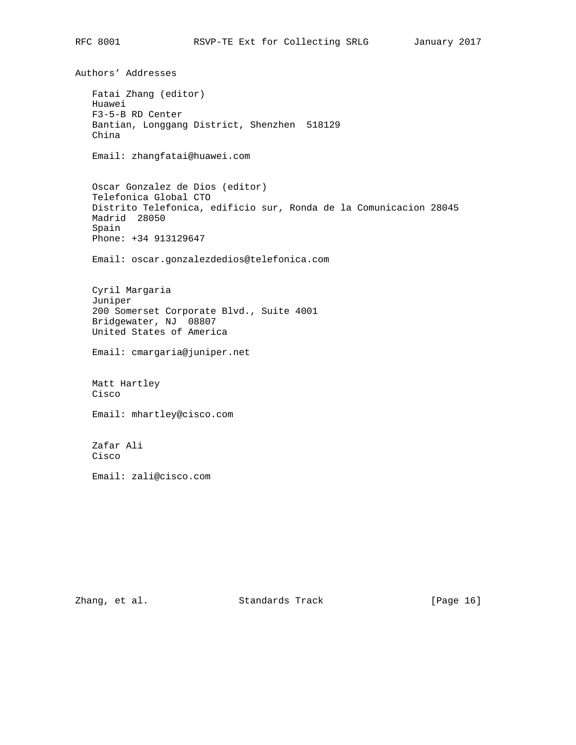## Authors' Addresses

Fatai Zhang (editor)
Huawei
F3-5-B RD Center
Bantian, Longgang District, Shenzhen 518129
China

Email: zhangfatai@huawei.com

Oscar Gonzalez de Dios (editor)
Telefonica Global CTO
Distrito Telefonica, edificio sur, Ronda de la Comunicacion 28045
Madrid 28050
Spain
Phone: +34 913129647

Email: oscar.gonzalezdedios@telefonica.com

Cyril Margaria
Juniper
200 Somerset Corporate Blvd., Suite 4001
Bridgewater, NJ 08807
United States of America

Email: cmargaria@juniper.net

Matt Hartley
Cisco

Email: mhartley@cisco.com

Zafar Ali
Cisco

Email: zali@cisco.com